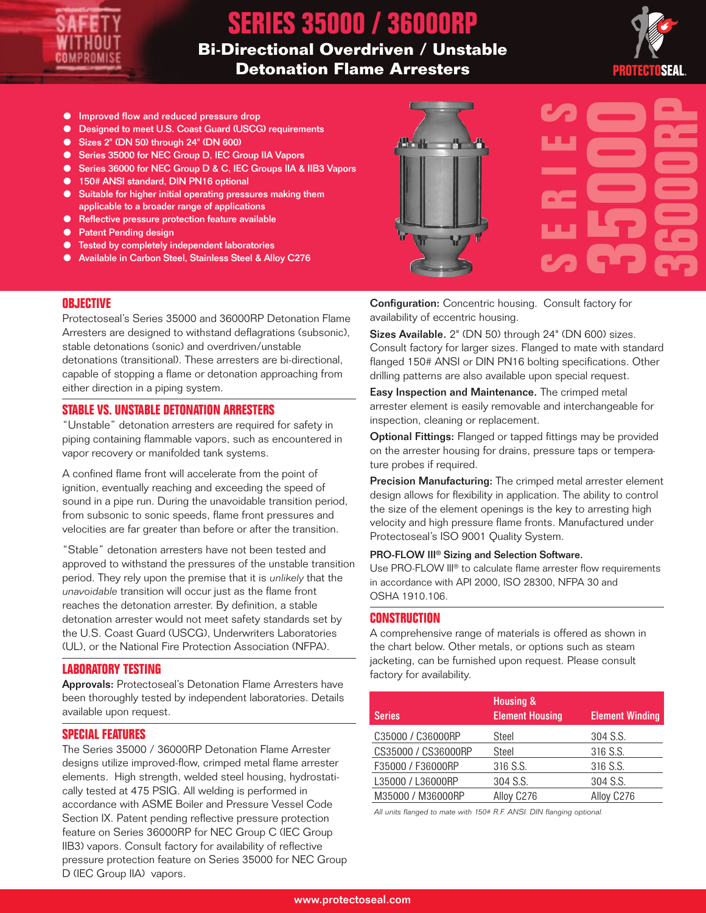# SERIES 35000 / 36000RP

## Bi-Directional Overdriven / Unstable Detonation Flame Arresters

- Improved flow and reduced pressure drop
- Designed to meet U.S. Coast Guard (USCG) requirements
- Sizes 2" (DN 50) through 24" (DN 600)
- Series 35000 for NEC Group D, IEC Group IIA Vapors
- Series 36000 for NEC Group D & C, IEC Groups IIA & IIB3 Vapors
- 150# ANSI standard, DIN PN16 optional
- Suitable for higher initial operating pressures making them applicable to a broader range of applications
- Reflective pressure protection feature available
- Patent Pending design
- Tested by completely independent laboratories
- Available in Carbon Steel, Stainless Steel & Alloy C276

## OBJECTIVE

Protectoseal's Series 35000 and 36000RP Detonation Flame Arresters are designed to withstand deflagrations (subsonic), stable detonations (sonic) and overdriven/unstable detonations (transitional). These arresters are bi-directional, capable of stopping a flame or detonation approaching from either direction in a piping system.

## STABLE VS. UNSTABLE DETONATION ARRESTERS

"Unstable" detonation arresters are required for safety in piping containing flammable vapors, such as encountered in vapor recovery or manifolded tank systems.

A confined flame front will accelerate from the point of ignition, eventually reaching and exceeding the speed of sound in a pipe run. During the unavoidable transition period, from subsonic to sonic speeds, flame front pressures and velocities are far greater than before or after the transition.

"Stable" detonation arresters have not been tested and approved to withstand the pressures of the unstable transition period. They rely upon the premise that it is *unlikely* that the *unavoidable* transition will occur just as the flame front reaches the detonation arrester. By definition, a stable detonation arrester would not meet safety standards set by the U.S. Coast Guard (USCG), Underwriters Laboratories (UL), or the National Fire Protection Association (NFPA).

## LABORATORY TESTING

**Approvals:** Protectoseal's Detonation Flame Arresters have been thoroughly tested by independent laboratories. Details available upon request.

## SPECIAL FEATURES

The Series 35000 / 36000RP Detonation Flame Arrester designs utilize improved-flow, crimped metal flame arrester elements. High strength, welded steel housing, hydrostatically tested at 475 PSIG. All welding is performed in accordance with ASME Boiler and Pressure Vessel Code Section IX. Patent pending reflective pressure protection feature on Series 36000RP for NEC Group C (IEC Group IIB3) vapors. Consult factory for availability of reflective pressure protection feature on Series 35000 for NEC Group D (IEC Group IIA) vapors.

**Configuration:** Concentric housing. Consult factory for availability of eccentric housing.

**Sizes Available.** 2" (DN 50) through 24" (DN 600) sizes. Consult factory for larger sizes. Flanged to mate with standard flanged 150# ANSI or DIN PN16 bolting specifications. Other drilling patterns are also available upon special request.

**Easy Inspection and Maintenance.** The crimped metal arrester element is easily removable and interchangeable for inspection, cleaning or replacement.

**Optional Fittings:** Flanged or tapped fittings may be provided on the arrester housing for drains, pressure taps or temperature probes if required.

**Precision Manufacturing:** The crimped metal arrester element design allows for flexibility in application. The ability to control the size of the element openings is the key to arresting high velocity and high pressure flame fronts. Manufactured under Protectoseal's ISO 9001 Quality System.

**PRO-FLOW III® Sizing and Selection Software.**
Use PRO-FLOW III® to calculate flame arrester flow requirements in accordance with API 2000, ISO 28300, NFPA 30 and OSHA 1910.106.

## CONSTRUCTION

A comprehensive range of materials is offered as shown in the chart below. Other metals, or options such as steam jacketing, can be furnished upon request. Please consult factory for availability.

| Series | Housing & Element Housing | Element Winding |
|---|---|---|
| C35000 / C36000RP | Steel | 304 S.S. |
| CS35000 / CS36000RP | Steel | 316 S.S. |
| F35000 / F36000RP | 316 S.S. | 316 S.S. |
| L35000 / L36000RP | 304 S.S. | 304 S.S. |
| M35000 / M36000RP | Alloy C276 | Alloy C276 |

*All units flanged to mate with 150# R.F. ANSI. DIN flanging optional.*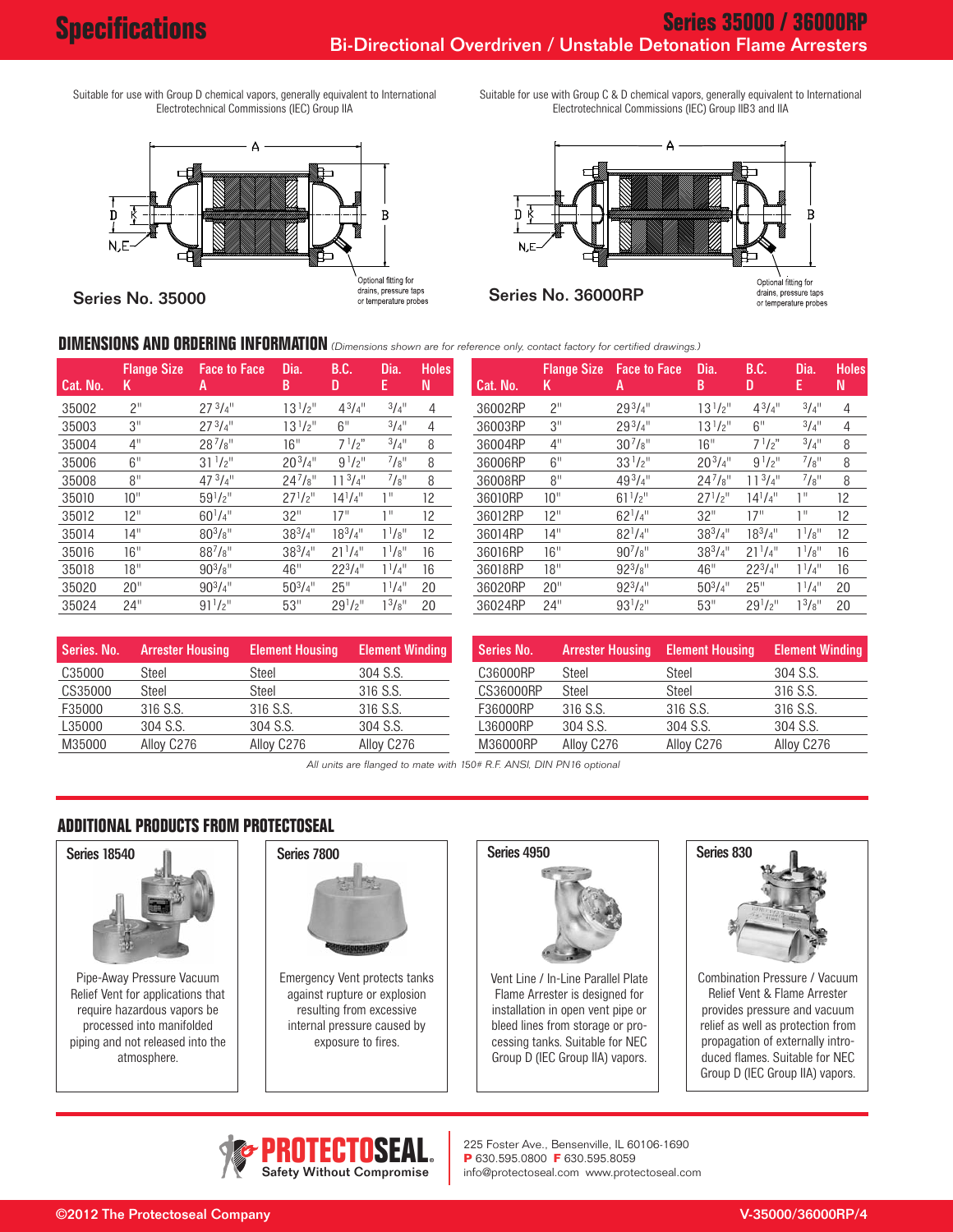# Specifications

## Series 35000 / 36000RP
Bi-Directional Overdriven / Unstable Detonation Flame Arresters

Suitable for use with Group D chemical vapors, generally equivalent to International Electrotechnical Commissions (IEC) Group IIA

Series No. 35000

Optional fitting for drains, pressure taps or temperature probes

Suitable for use with Group C & D chemical vapors, generally equivalent to International Electrotechnical Commissions (IEC) Group IIB3 and IIA

Series No. 36000RP

Optional fitting for drains, pressure taps or temperature probes

## DIMENSIONS AND ORDERING INFORMATION *(Dimensions shown are for reference only, contact factory for certified drawings.)*

| Cat. No. | Flange Size K | Face to Face A | Dia. B | B.C. D | Dia. E | Holes N |
|---|---|---|---|---|---|---|
| 35002 | 2" | 27 3/4" | 13 1/2" | 4 3/4" | 3/4" | 4 |
| 35003 | 3" | 27 3/4" | 13 1/2" | 6" | 3/4" | 4 |
| 35004 | 4" | 28 7/8" | 16" | 7 1/2" | 3/4" | 8 |
| 35006 | 6" | 31 1/2" | 20 3/4" | 9 1/2" | 7/8" | 8 |
| 35008 | 8" | 47 3/4" | 24 7/8" | 11 3/4" | 7/8" | 8 |
| 35010 | 10" | 59 1/2" | 27 1/2" | 14 1/4" | 1" | 12 |
| 35012 | 12" | 60 1/4" | 32" | 17" | 1" | 12 |
| 35014 | 14" | 80 3/8" | 38 3/4" | 18 3/4" | 1 1/8" | 12 |
| 35016 | 16" | 88 7/8" | 38 3/4" | 21 1/4" | 1 1/8" | 16 |
| 35018 | 18" | 90 3/8" | 46" | 22 3/4" | 1 1/4" | 16 |
| 35020 | 20" | 90 3/4" | 50 3/4" | 25" | 1 1/4" | 20 |
| 35024 | 24" | 91 1/2" | 53" | 29 1/2" | 1 3/8" | 20 |

| Cat. No. | Flange Size K | Face to Face A | Dia. B | B.C. D | Dia. E | Holes N |
|---|---|---|---|---|---|---|
| 36002RP | 2" | 29 3/4" | 13 1/2" | 4 3/4" | 3/4" | 4 |
| 36003RP | 3" | 29 3/4" | 13 1/2" | 6" | 3/4" | 4 |
| 36004RP | 4" | 30 7/8" | 16" | 7 1/2" | 3/4" | 8 |
| 36006RP | 6" | 33 1/2" | 20 3/4" | 9 1/2" | 7/8" | 8 |
| 36008RP | 8" | 49 3/4" | 24 7/8" | 11 3/4" | 7/8" | 8 |
| 36010RP | 10" | 61 1/2" | 27 1/2" | 14 1/4" | 1" | 12 |
| 36012RP | 12" | 62 1/4" | 32" | 17" | 1" | 12 |
| 36014RP | 14" | 82 1/4" | 38 3/4" | 18 3/4" | 1 1/8" | 12 |
| 36016RP | 16" | 90 7/8" | 38 3/4" | 21 1/4" | 1 1/8" | 16 |
| 36018RP | 18" | 92 3/8" | 46" | 22 3/4" | 1 1/4" | 16 |
| 36020RP | 20" | 92 3/4" | 50 3/4" | 25" | 1 1/4" | 20 |
| 36024RP | 24" | 93 1/2" | 53" | 29 1/2" | 1 3/8" | 20 |

| Series. No. | Arrester Housing | Element Housing | Element Winding |
|---|---|---|---|
| C35000 | Steel | Steel | 304 S.S. |
| CS35000 | Steel | Steel | 316 S.S. |
| F35000 | 316 S.S. | 316 S.S. | 316 S.S. |
| L35000 | 304 S.S. | 304 S.S. | 304 S.S. |
| M35000 | Alloy C276 | Alloy C276 | Alloy C276 |

| Series No. | Arrester Housing | Element Housing | Element Winding |
|---|---|---|---|
| C36000RP | Steel | Steel | 304 S.S. |
| CS36000RP | Steel | Steel | 316 S.S. |
| F36000RP | 316 S.S. | 316 S.S. | 316 S.S. |
| L36000RP | 304 S.S. | 304 S.S. | 304 S.S. |
| M36000RP | Alloy C276 | Alloy C276 | Alloy C276 |

*All units are flanged to mate with 150# R.F. ANSI, DIN PN16 optional*

## ADDITIONAL PRODUCTS FROM PROTECTOSEAL

**Series 18540**

Pipe-Away Pressure Vacuum Relief Vent for applications that require hazardous vapors be processed into manifolded piping and not released into the atmosphere.

**Series 7800**

Emergency Vent protects tanks against rupture or explosion resulting from excessive internal pressure caused by exposure to fires.

**Series 4950**

Vent Line / In-Line Parallel Plate Flame Arrester is designed for installation in open vent pipe or bleed lines from storage or processing tanks. Suitable for NEC Group D (IEC Group IIA) vapors.

**Series 830**

Combination Pressure / Vacuum Relief Vent & Flame Arrester provides pressure and vacuum relief as well as protection from propagation of externally introduced flames. Suitable for NEC Group D (IEC Group IIA) vapors.

PROTECTOSEAL. Safety Without Compromise

225 Foster Ave., Bensenville, IL 60106-1690
**P** 630.595.0800 **F** 630.595.8059
info@protectoseal.com www.protectoseal.com

©2012 The Protectoseal Company

V-35000/36000RP/4